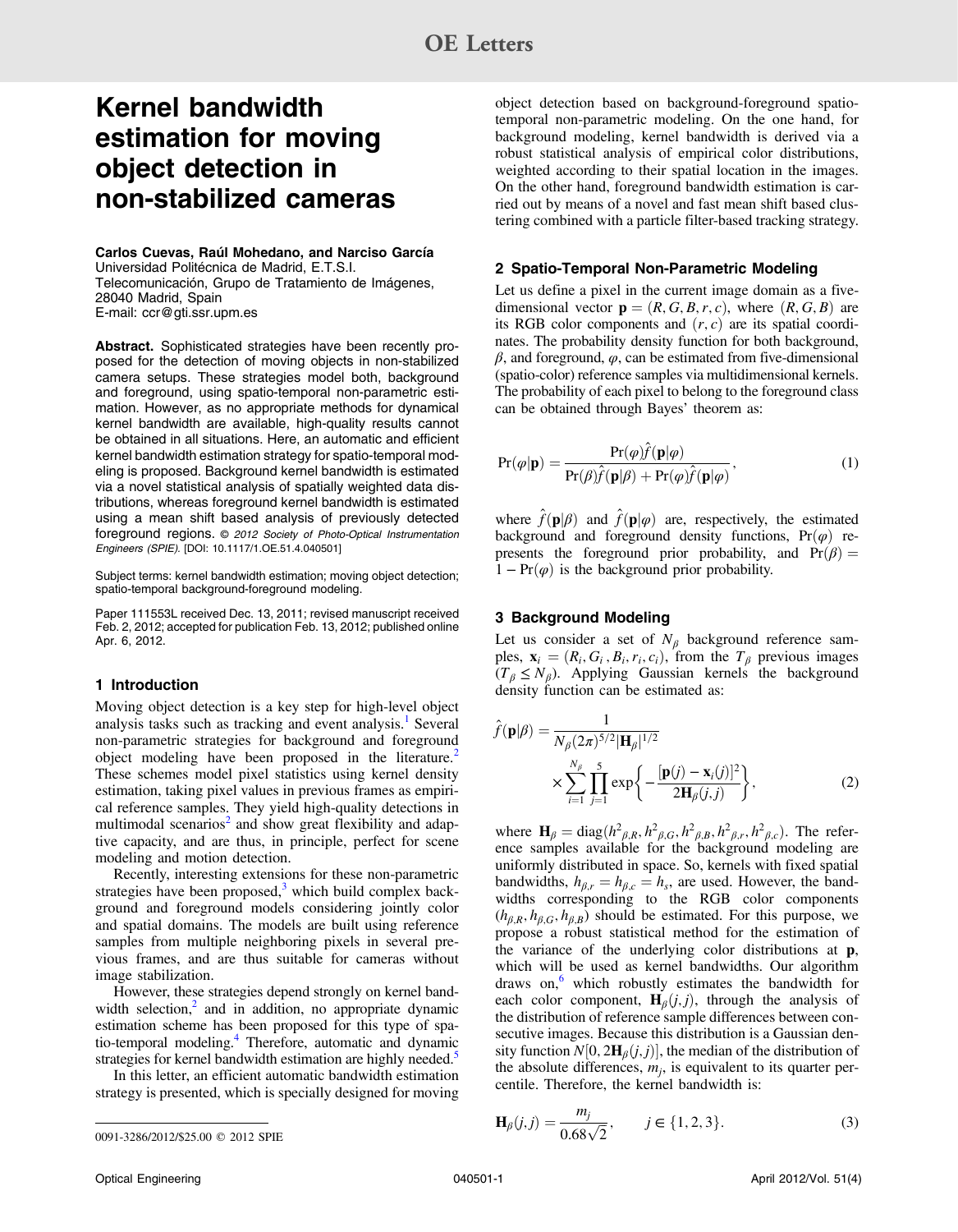# Kernel bandwidth estimation for moving object detection in non-stabilized cameras

**Carlos Cuevas, Raúl Mohedano, and Narciso García**
Universidad Politécnica de Madrid, E.T.S.I.
Telecomunicación, Grupo de Tratamiento de Imágenes,
28040 Madrid, Spain
E-mail: ccr@gti.ssr.upm.es

**Abstract.** Sophisticated strategies have been recently proposed for the detection of moving objects in non-stabilized camera setups. These strategies model both, background and foreground, using spatio-temporal non-parametric estimation. However, as no appropriate methods for dynamical kernel bandwidth are available, high-quality results cannot be obtained in all situations. Here, an automatic and efficient kernel bandwidth estimation strategy for spatio-temporal modeling is proposed. Background kernel bandwidth is estimated via a novel statistical analysis of spatially weighted data distributions, whereas foreground kernel bandwidth is estimated using a mean shift based analysis of previously detected foreground regions. *© 2012 Society of Photo-Optical Instrumentation Engineers (SPIE).* [DOI: 10.1117/1.OE.51.4.040501]

Subject terms: kernel bandwidth estimation; moving object detection; spatio-temporal background-foreground modeling.

Paper 111553L received Dec. 13, 2011; revised manuscript received Feb. 2, 2012; accepted for publication Feb. 13, 2012; published online Apr. 6, 2012.

## 1 Introduction

Moving object detection is a key step for high-level object analysis tasks such as tracking and event analysis.[1] Several non-parametric strategies for background and foreground object modeling have been proposed in the literature.[2] These schemes model pixel statistics using kernel density estimation, taking pixel values in previous frames as empirical reference samples. They yield high-quality detections in multimodal scenarios[2] and show great flexibility and adaptive capacity, and are thus, in principle, perfect for scene modeling and motion detection.

Recently, interesting extensions for these non-parametric strategies have been proposed,[3] which build complex background and foreground models considering jointly color and spatial domains. The models are built using reference samples from multiple neighboring pixels in several previous frames, and are thus suitable for cameras without image stabilization.

However, these strategies depend strongly on kernel bandwidth selection,[2] and in addition, no appropriate dynamic estimation scheme has been proposed for this type of spatio-temporal modeling.[4] Therefore, automatic and dynamic strategies for kernel bandwidth estimation are highly needed.[5]

In this letter, an efficient automatic bandwidth estimation strategy is presented, which is specially designed for moving object detection based on background-foreground spatio-temporal non-parametric modeling. On the one hand, for background modeling, kernel bandwidth is derived via a robust statistical analysis of empirical color distributions, weighted according to their spatial location in the images. On the other hand, foreground bandwidth estimation is carried out by means of a novel and fast mean shift based clustering combined with a particle filter-based tracking strategy.

## 2 Spatio-Temporal Non-Parametric Modeling

Let us define a pixel in the current image domain as a five-dimensional vector $\mathbf{p} = (R, G, B, r, c)$, where $(R, G, B)$ are its RGB color components and $(r, c)$ are its spatial coordinates. The probability density function for both background, $\beta$, and foreground, $\varphi$, can be estimated from five-dimensional (spatio-color) reference samples via multidimensional kernels. The probability of each pixel to belong to the foreground class can be obtained through Bayes' theorem as:

$$\Pr(\varphi|\mathbf{p}) = \frac{\Pr(\varphi)\hat{f}(\mathbf{p}|\varphi)}{\Pr(\beta)\hat{f}(\mathbf{p}|\beta) + \Pr(\varphi)\hat{f}(\mathbf{p}|\varphi)}, \tag{1}$$

where $\hat{f}(\mathbf{p}|\beta)$ and $\hat{f}(\mathbf{p}|\varphi)$ are, respectively, the estimated background and foreground density functions, $\Pr(\varphi)$ represents the foreground prior probability, and $\Pr(\beta) = 1 - \Pr(\varphi)$ is the background prior probability.

## 3 Background Modeling

Let us consider a set of $N_\beta$ background reference samples, $\mathbf{x}_i = (R_i, G_i, B_i, r_i, c_i)$, from the $T_\beta$ previous images $(T_\beta \leq N_\beta)$. Applying Gaussian kernels the background density function can be estimated as:

$$\hat{f}(\mathbf{p}|\beta) = \frac{1}{N_\beta (2\pi)^{5/2} |\mathbf{H}_\beta|^{1/2}} \times \sum_{i=1}^{N_\beta} \prod_{j=1}^{5} \exp\left\{ -\frac{[\mathbf{p}(j) - \mathbf{x}_i(j)]^2}{2\mathbf{H}_\beta(j,j)} \right\}, \tag{2}$$

where $\mathbf{H}_\beta = \mathrm{diag}(h^2_{\beta,R}, h^2_{\beta,G}, h^2_{\beta,B}, h^2_{\beta,r}, h^2_{\beta,c})$. The reference samples available for the background modeling are uniformly distributed in space. So, kernels with fixed spatial bandwidths, $h_{\beta,r} = h_{\beta,c} = h_s$, are used. However, the bandwidths corresponding to the RGB color components $(h_{\beta,R}, h_{\beta,G}, h_{\beta,B})$ should be estimated. For this purpose, we propose a robust statistical method for the estimation of the variance of the underlying color distributions at $\mathbf{p}$, which will be used as kernel bandwidths. Our algorithm draws on,[6] which robustly estimates the bandwidth for each color component, $\mathbf{H}_\beta(j,j)$, through the analysis of the distribution of reference sample differences between consecutive images. Because this distribution is a Gaussian density function $N[0, 2\mathbf{H}_\beta(j,j)]$, the median of the distribution of the absolute differences, $m_j$, is equivalent to its quarter percentile. Therefore, the kernel bandwidth is:

$$\mathbf{H}_\beta(j,j) = \frac{m_j}{0.68\sqrt{2}}, \qquad j \in \{1, 2, 3\}. \tag{3}$$

0091-3286/2012/$25.00 © 2012 SPIE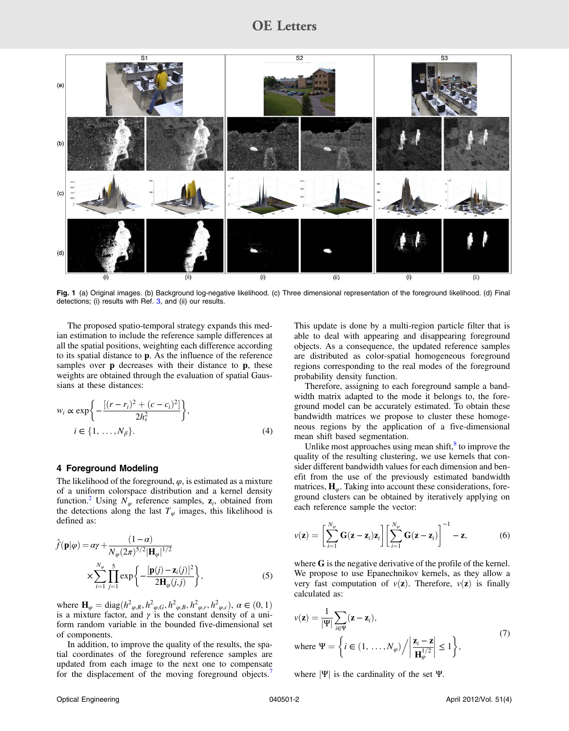**Fig. 1** (a) Original images. (b) Background log-negative likelihood. (c) Three dimensional representation of the foreground likelihood. (d) Final detections; (i) results with Ref. 3, and (ii) our results.

The proposed spatio-temporal strategy expands this median estimation to include the reference sample differences at all the spatial positions, weighting each difference according to its spatial distance to **p**. As the influence of the reference samples over **p** decreases with their distance to **p**, these weights are obtained through the evaluation of spatial Gaussians at these distances:

$$w_i \propto \exp\left\{-\frac{[(r-r_i)^2+(c-c_i)^2]}{2h_s^2}\right\},\quad i\in\{1,\ldots,N_\beta\}. \tag{4}$$

## 4 Foreground Modeling

The likelihood of the foreground, $\varphi$, is estimated as a mixture of a uniform colorspace distribution and a kernel density function.[2] Using $N_\varphi$ reference samples, $\mathbf{z}_i$, obtained from the detections along the last $T_\varphi$ images, this likelihood is defined as:

$$\hat{f}(\mathbf{p}|\varphi) = \alpha\gamma + \frac{(1-\alpha)}{N_\varphi(2\pi)^{5/2}|\mathbf{H}_\varphi|^{1/2}} \times \sum_{i=1}^{N_\varphi}\prod_{j=1}^{5}\exp\left\{-\frac{[\mathbf{p}(j)-\mathbf{z}_i(j)]^2}{2\mathbf{H}_\varphi(j,j)}\right\}, \tag{5}$$

where $\mathbf{H}_\varphi = \mathrm{diag}(h^2_{\varphi,R}, h^2_{\varphi,G}, h^2_{\varphi,B}, h^2_{\varphi,r}, h^2_{\varphi,c})$, $\alpha \in (0,1)$ is a mixture factor, and $\gamma$ is the constant density of a uniform random variable in the bounded five-dimensional set of components.

In addition, to improve the quality of the results, the spatial coordinates of the foreground reference samples are updated from each image to the next one to compensate for the displacement of the moving foreground objects.[7] This update is done by a multi-region particle filter that is able to deal with appearing and disappearing foreground objects. As a consequence, the updated reference samples are distributed as color-spatial homogeneous foreground regions corresponding to the real modes of the foreground probability density function.

Therefore, assigning to each foreground sample a bandwidth matrix adapted to the mode it belongs to, the foreground model can be accurately estimated. To obtain these bandwidth matrices we propose to cluster these homogeneous regions by the application of a five-dimensional mean shift based segmentation.

Unlike most approaches using mean shift,[8] to improve the quality of the resulting clustering, we use kernels that consider different bandwidth values for each dimension and benefit from the use of the previously estimated bandwidth matrices, $\mathbf{H}_\varphi$. Taking into account these considerations, foreground clusters can be obtained by iteratively applying on each reference sample the vector:

$$v(\mathbf{z}) = \left[\sum_{i=1}^{N_\varphi}\mathbf{G}(\mathbf{z}-\mathbf{z}_i)\mathbf{z}_i\right]\left[\sum_{i=1}^{N_\varphi}\mathbf{G}(\mathbf{z}-\mathbf{z}_i)\right]^{-1} - \mathbf{z}, \tag{6}$$

where $\mathbf{G}$ is the negative derivative of the profile of the kernel. We propose to use Epanechnikov kernels, as they allow a very fast computation of $v(\mathbf{z})$. Therefore, $v(\mathbf{z})$ is finally calculated as:

$$v(\mathbf{z}) = \frac{1}{|\Psi|}\sum_{i\in\Psi}(\mathbf{z}-\mathbf{z}_i),\quad \text{where } \Psi = \left\{i\in(1,\ldots,N_\varphi)\middle/\left|\frac{\mathbf{z}_i-\mathbf{z}}{\mathbf{H}_\varphi^{1/2}}\right|\leq 1\right\}, \tag{7}$$

where $|\Psi|$ is the cardinality of the set $\Psi$.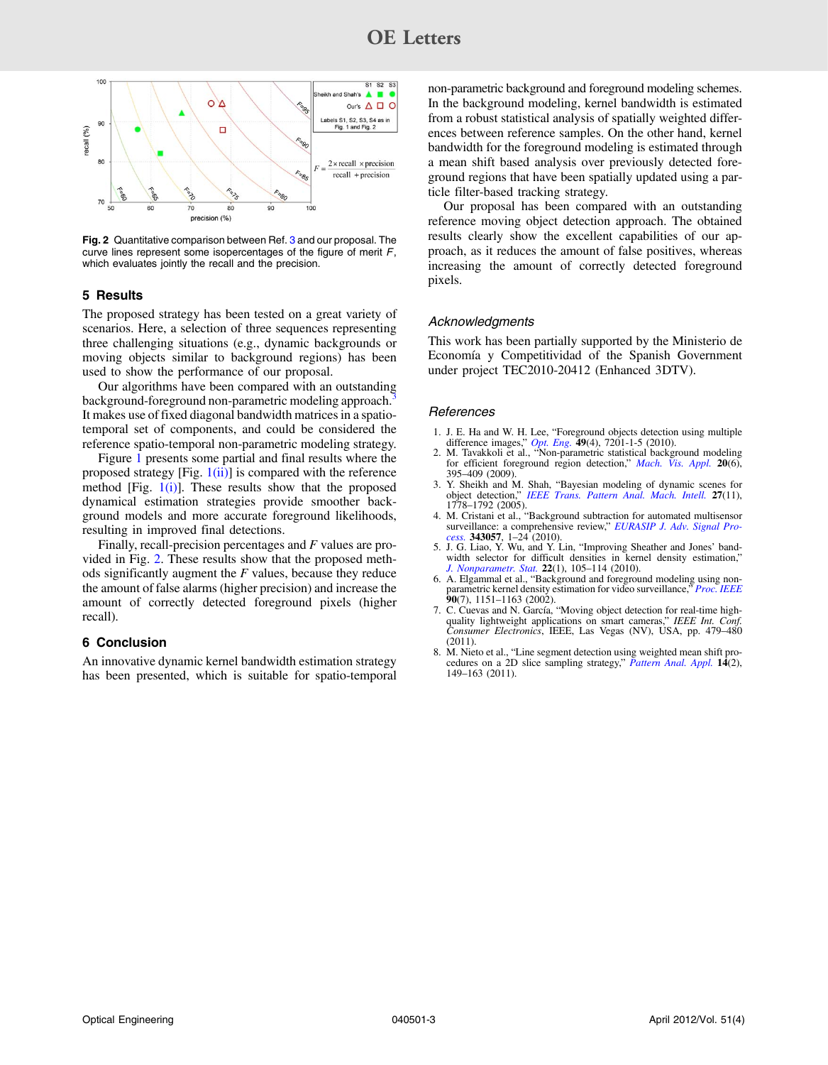100
90
80
70
recall (%)
50
60
70
80
90
100
precision (%)
F=60
F=65
F=70
F=75
F=80
F=85
F=90
F=95
S1 S2 S3
Sheikh and Shah's
Our's
Labels S1, S2, S3, S4 as in Fig. 1 and Fig. 2

$$F = \frac{2 \times \text{recall} \times \text{precision}}{\text{recall} + \text{precision}}$$

**Fig. 2** Quantitative comparison between Ref. 3 and our proposal. The curve lines represent some isopercentages of the figure of merit $F$, which evaluates jointly the recall and the precision.

## 5 Results

The proposed strategy has been tested on a great variety of scenarios. Here, a selection of three sequences representing three challenging situations (e.g., dynamic backgrounds or moving objects similar to background regions) has been used to show the performance of our proposal.

Our algorithms have been compared with an outstanding background-foreground non-parametric modeling approach.[3] It makes use of fixed diagonal bandwidth matrices in a spatio-temporal set of components, and could be considered the reference spatio-temporal non-parametric modeling strategy.

Figure 1 presents some partial and final results where the proposed strategy [Fig. 1(ii)] is compared with the reference method [Fig. 1(i)]. These results show that the proposed dynamical estimation strategies provide smoother background models and more accurate foreground likelihoods, resulting in improved final detections.

Finally, recall-precision percentages and $F$ values are provided in Fig. 2. These results show that the proposed methods significantly augment the $F$ values, because they reduce the amount of false alarms (higher precision) and increase the amount of correctly detected foreground pixels (higher recall).

## 6 Conclusion

An innovative dynamic kernel bandwidth estimation strategy has been presented, which is suitable for spatio-temporal non-parametric background and foreground modeling schemes. In the background modeling, kernel bandwidth is estimated from a robust statistical analysis of spatially weighted differences between reference samples. On the other hand, kernel bandwidth for the foreground modeling is estimated through a mean shift based analysis over previously detected foreground regions that have been spatially updated using a particle filter-based tracking strategy.

Our proposal has been compared with an outstanding reference moving object detection approach. The obtained results clearly show the excellent capabilities of our approach, as it reduces the amount of false positives, whereas increasing the amount of correctly detected foreground pixels.

### *Acknowledgments*

This work has been partially supported by the Ministerio de Economía y Competitividad of the Spanish Government under project TEC2010-20412 (Enhanced 3DTV).

### *References*

1. J. E. Ha and W. H. Lee, "Foreground objects detection using multiple difference images," *Opt. Eng.* **49**(4), 7201-1-5 (2010).
2. M. Tavakkoli et al., "Non-parametric statistical background modeling for efficient foreground region detection," *Mach. Vis. Appl.* **20**(6), 395–409 (2009).
3. Y. Sheikh and M. Shah, "Bayesian modeling of dynamic scenes for object detection," *IEEE Trans. Pattern Anal. Mach. Intell.* **27**(11), 1778–1792 (2005).
4. M. Cristani et al., "Background subtraction for automated multisensor surveillance: a comprehensive review," *EURASIP J. Adv. Signal Process.* **343057**, 1–24 (2010).
5. J. G. Liao, Y. Wu, and Y. Lin, "Improving Sheather and Jones' bandwidth selector for difficult densities in kernel density estimation," *J. Nonparametr. Stat.* **22**(1), 105–114 (2010).
6. A. Elgammal et al., "Background and foreground modeling using non-parametric kernel density estimation for video surveillance," *Proc. IEEE* **90**(7), 1151–1163 (2002).
7. C. Cuevas and N. García, "Moving object detection for real-time high-quality lightweight applications on smart cameras," *IEEE Int. Conf. Consumer Electronics*, IEEE, Las Vegas (NV), USA, pp. 479–480 (2011).
8. M. Nieto et al., "Line segment detection using weighted mean shift procedures on a 2D slice sampling strategy," *Pattern Anal. Appl.* **14**(2), 149–163 (2011).